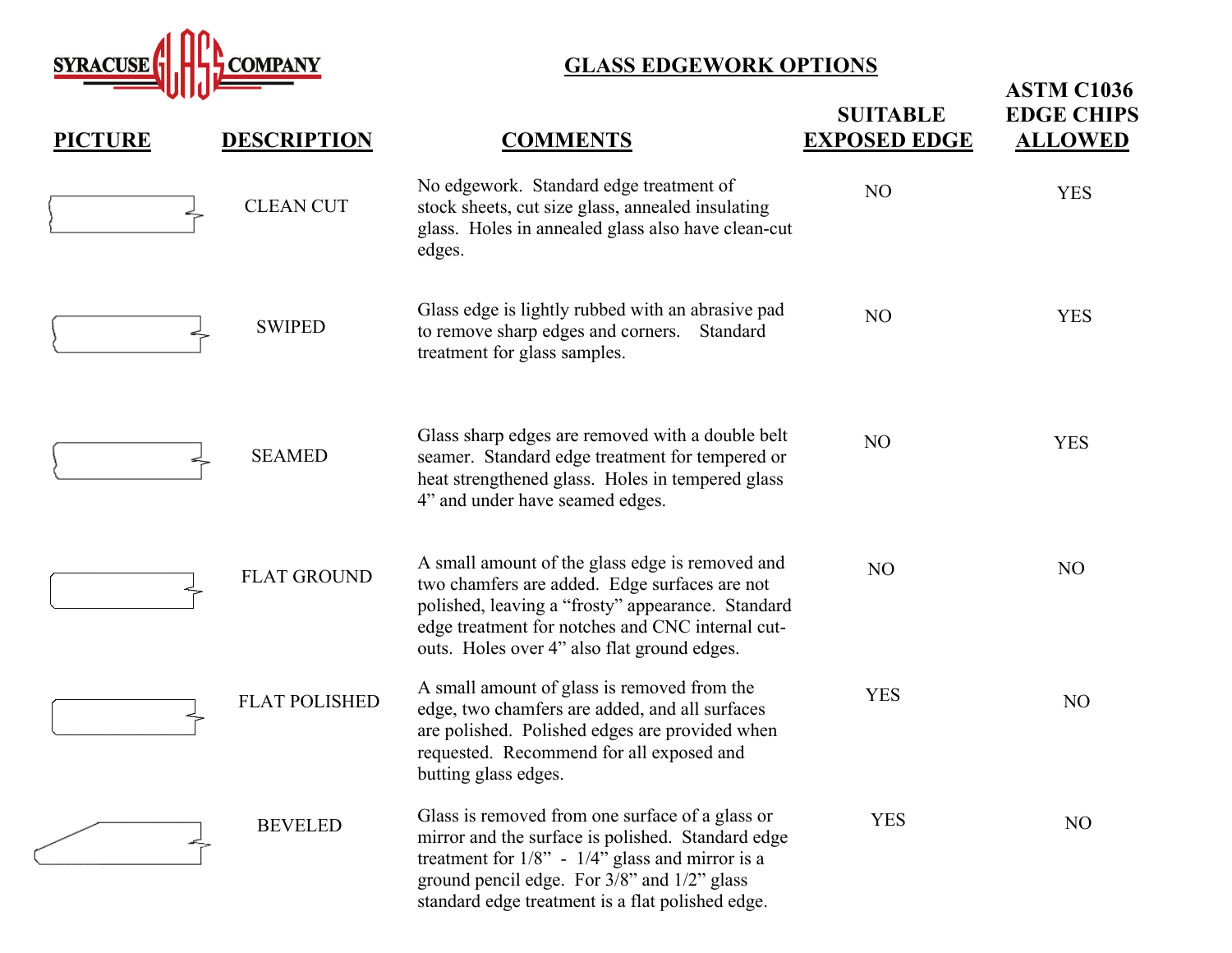SYRACUSE GLASS COMPANY

# GLASS EDGEWORK OPTIONS

| PICTURE | DESCRIPTION | COMMENTS | SUITABLE EXPOSED EDGE | ASTM C1036 EDGE CHIPS ALLOWED |
|---|---|---|---|---|
| | CLEAN CUT | No edgework. Standard edge treatment of stock sheets, cut size glass, annealed insulating glass. Holes in annealed glass also have clean-cut edges. | NO | YES |
| | SWIPED | Glass edge is lightly rubbed with an abrasive pad to remove sharp edges and corners. Standard treatment for glass samples. | NO | YES |
| | SEAMED | Glass sharp edges are removed with a double belt seamer. Standard edge treatment for tempered or heat strengthened glass. Holes in tempered glass 4" and under have seamed edges. | NO | YES |
| | FLAT GROUND | A small amount of the glass edge is removed and two chamfers are added. Edge surfaces are not polished, leaving a "frosty" appearance. Standard edge treatment for notches and CNC internal cut-outs. Holes over 4" also flat ground edges. | NO | NO |
| | FLAT POLISHED | A small amount of glass is removed from the edge, two chamfers are added, and all surfaces are polished. Polished edges are provided when requested. Recommend for all exposed and butting glass edges. | YES | NO |
| | BEVELED | Glass is removed from one surface of a glass or mirror and the surface is polished. Standard edge treatment for 1/8" - 1/4" glass and mirror is a ground pencil edge. For 3/8" and 1/2" glass standard edge treatment is a flat polished edge. | YES | NO |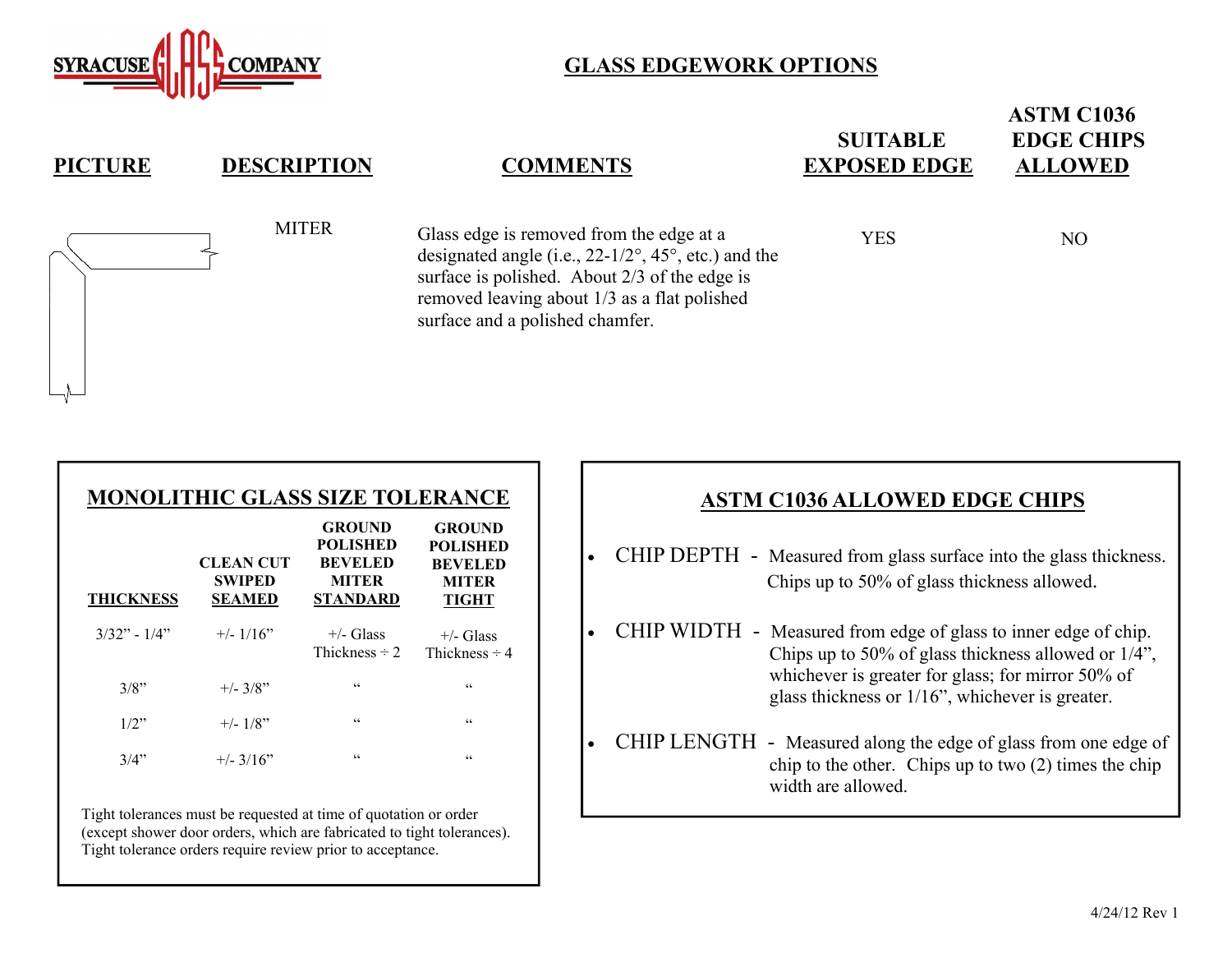SYRACUSE GLASS COMPANY

# GLASS EDGEWORK OPTIONS

| PICTURE | DESCRIPTION | COMMENTS | SUITABLE EXPOSED EDGE | ASTM C1036 EDGE CHIPS ALLOWED |
|---|---|---|---|---|
| | MITER | Glass edge is removed from the edge at a designated angle (i.e., 22-1/2°, 45°, etc.) and the surface is polished. About 2/3 of the edge is removed leaving about 1/3 as a flat polished surface and a polished chamfer. | YES | NO |

## MONOLITHIC GLASS SIZE TOLERANCE

| THICKNESS | CLEAN CUT SWIPED SEAMED | GROUND POLISHED BEVELED MITER STANDARD | GROUND POLISHED BEVELED MITER TIGHT |
|---|---|---|---|
| 3/32" - 1/4" | +/- 1/16" | +/- Glass Thickness ÷ 2 | +/- Glass Thickness ÷ 4 |
| 3/8" | +/- 3/8" | " | " |
| 1/2" | +/- 1/8" | " | " |
| 3/4" | +/- 3/16" | " | " |

Tight tolerances must be requested at time of quotation or order (except shower door orders, which are fabricated to tight tolerances). Tight tolerance orders require review prior to acceptance.

## ASTM C1036 ALLOWED EDGE CHIPS

- CHIP DEPTH - Measured from glass surface into the glass thickness. Chips up to 50% of glass thickness allowed.
- CHIP WIDTH - Measured from edge of glass to inner edge of chip. Chips up to 50% of glass thickness allowed or 1/4", whichever is greater for glass; for mirror 50% of glass thickness or 1/16", whichever is greater.
- CHIP LENGTH - Measured along the edge of glass from one edge of chip to the other. Chips up to two (2) times the chip width are allowed.

4/24/12 Rev 1